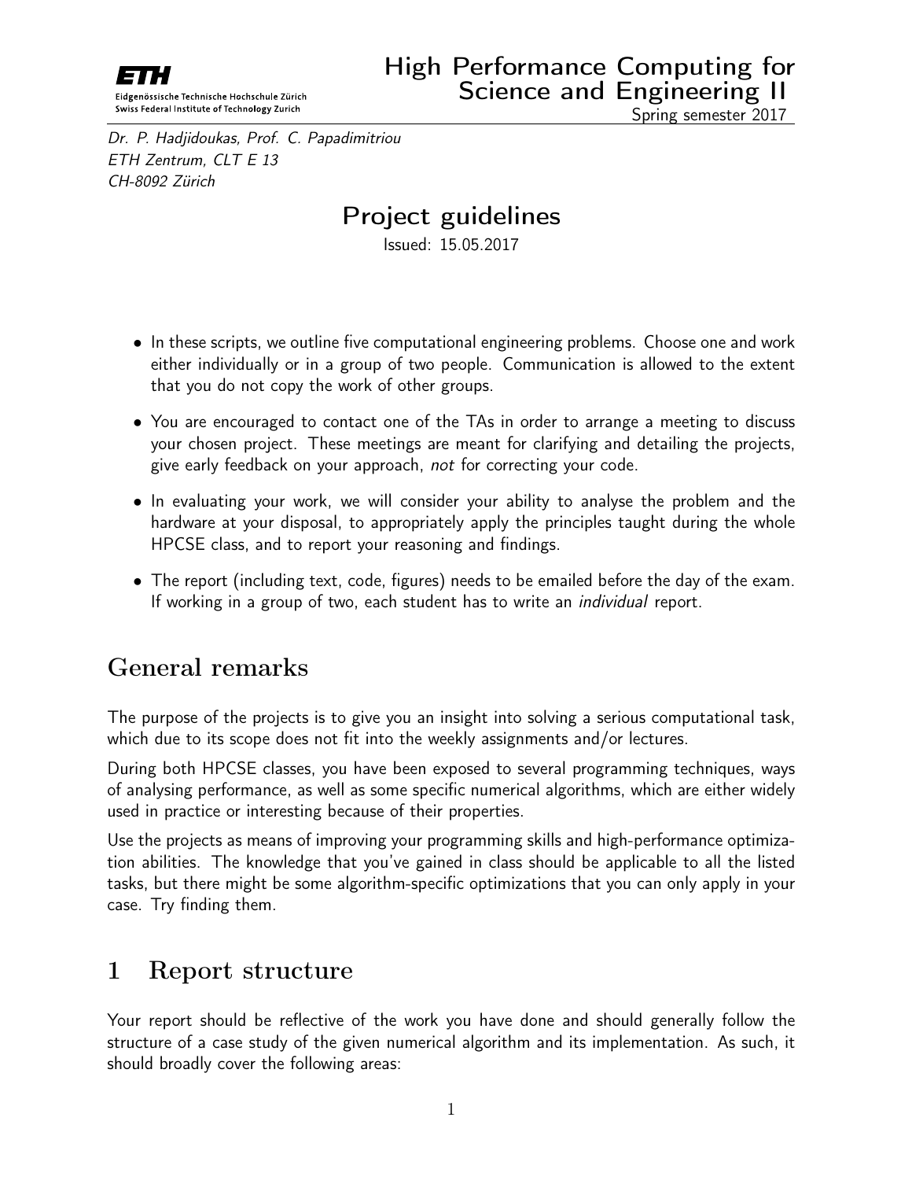ETH

Eidgenössische Technische Hochschule Zürich
Swiss Federal Institute of Technology Zurich

# High Performance Computing for Science and Engineering II

Spring semester 2017

*Dr. P. Hadjidoukas, Prof. C. Papadimitriou*
*ETH Zentrum, CLT E 13*
*CH-8092 Zürich*

## Project guidelines

Issued: 15.05.2017

- In these scripts, we outline five computational engineering problems. Choose one and work either individually or in a group of two people. Communication is allowed to the extent that you do not copy the work of other groups.
- You are encouraged to contact one of the TAs in order to arrange a meeting to discuss your chosen project. These meetings are meant for clarifying and detailing the projects, give early feedback on your approach, *not* for correcting your code.
- In evaluating your work, we will consider your ability to analyse the problem and the hardware at your disposal, to appropriately apply the principles taught during the whole HPCSE class, and to report your reasoning and findings.
- The report (including text, code, figures) needs to be emailed before the day of the exam. If working in a group of two, each student has to write an *individual* report.

## General remarks

The purpose of the projects is to give you an insight into solving a serious computational task, which due to its scope does not fit into the weekly assignments and/or lectures.

During both HPCSE classes, you have been exposed to several programming techniques, ways of analysing performance, as well as some specific numerical algorithms, which are either widely used in practice or interesting because of their properties.

Use the projects as means of improving your programming skills and high-performance optimization abilities. The knowledge that you've gained in class should be applicable to all the listed tasks, but there might be some algorithm-specific optimizations that you can only apply in your case. Try finding them.

## 1 Report structure

Your report should be reflective of the work you have done and should generally follow the structure of a case study of the given numerical algorithm and its implementation. As such, it should broadly cover the following areas: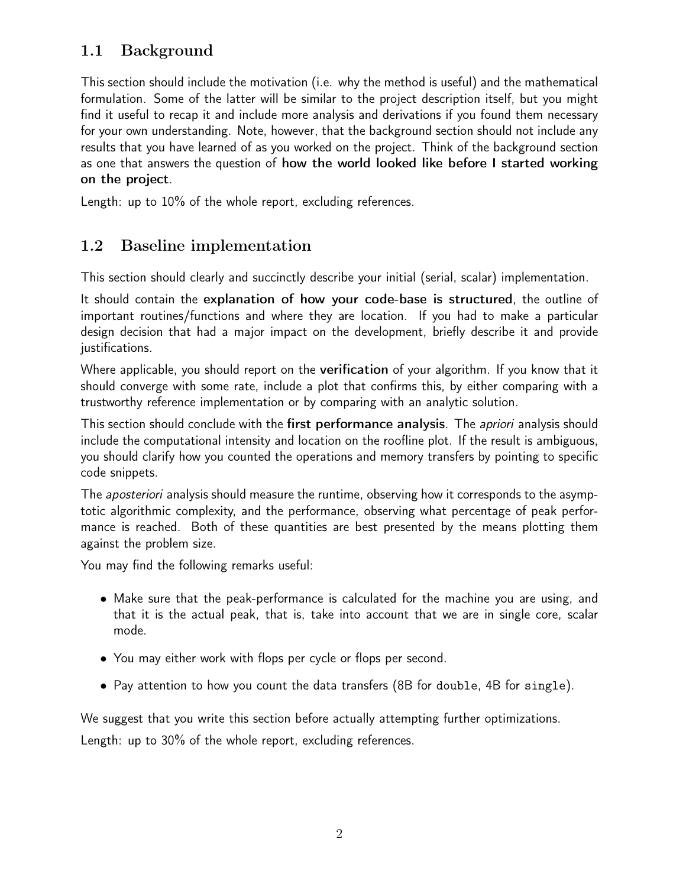## 1.1 Background

This section should include the motivation (i.e. why the method is useful) and the mathematical formulation. Some of the latter will be similar to the project description itself, but you might find it useful to recap it and include more analysis and derivations if you found them necessary for your own understanding. Note, however, that the background section should not include any results that you have learned of as you worked on the project. Think of the background section as one that answers the question of **how the world looked like before I started working on the project**.

Length: up to 10% of the whole report, excluding references.

## 1.2 Baseline implementation

This section should clearly and succinctly describe your initial (serial, scalar) implementation.

It should contain the **explanation of how your code-base is structured**, the outline of important routines/functions and where they are location. If you had to make a particular design decision that had a major impact on the development, briefly describe it and provide justifications.

Where applicable, you should report on the **verification** of your algorithm. If you know that it should converge with some rate, include a plot that confirms this, by either comparing with a trustworthy reference implementation or by comparing with an analytic solution.

This section should conclude with the **first performance analysis**. The *apriori* analysis should include the computational intensity and location on the roofline plot. If the result is ambiguous, you should clarify how you counted the operations and memory transfers by pointing to specific code snippets.

The *aposteriori* analysis should measure the runtime, observing how it corresponds to the asymptotic algorithmic complexity, and the performance, observing what percentage of peak performance is reached. Both of these quantities are best presented by the means plotting them against the problem size.

You may find the following remarks useful:

- Make sure that the peak-performance is calculated for the machine you are using, and that it is the actual peak, that is, take into account that we are in single core, scalar mode.
- You may either work with flops per cycle or flops per second.
- Pay attention to how you count the data transfers (8B for `double`, 4B for `single`).

We suggest that you write this section before actually attempting further optimizations.

Length: up to 30% of the whole report, excluding references.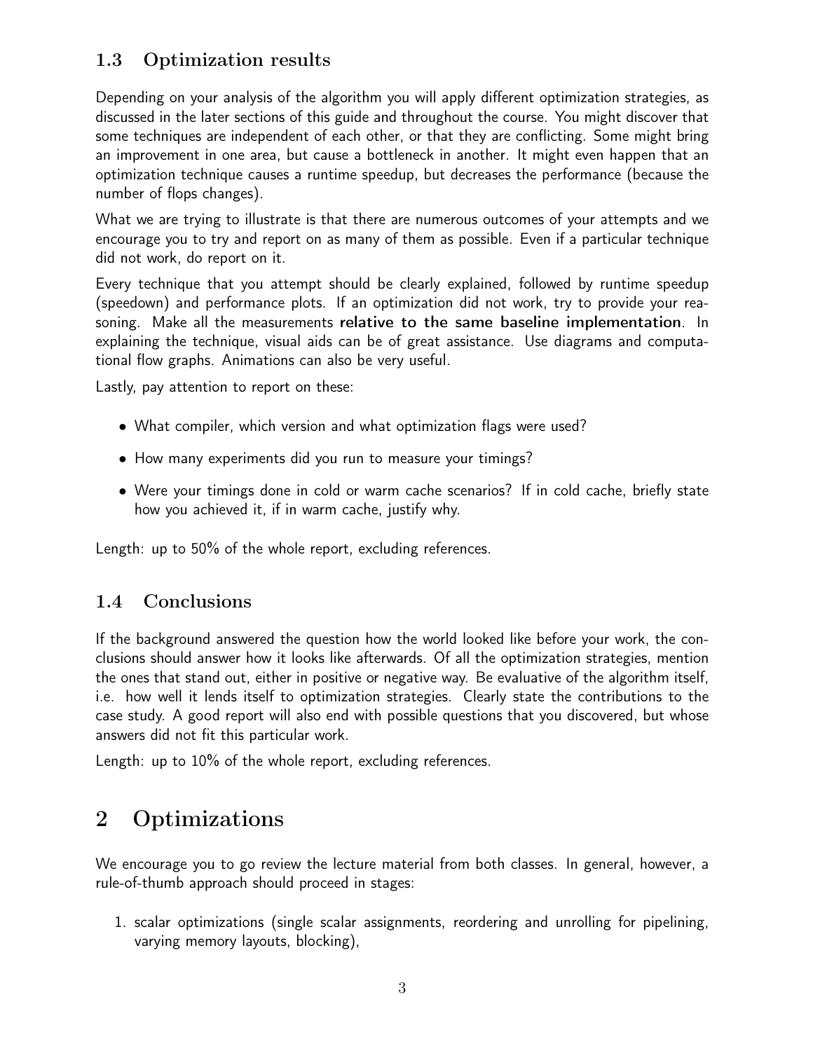### 1.3 Optimization results

Depending on your analysis of the algorithm you will apply different optimization strategies, as discussed in the later sections of this guide and throughout the course. You might discover that some techniques are independent of each other, or that they are conflicting. Some might bring an improvement in one area, but cause a bottleneck in another. It might even happen that an optimization technique causes a runtime speedup, but decreases the performance (because the number of flops changes).

What we are trying to illustrate is that there are numerous outcomes of your attempts and we encourage you to try and report on as many of them as possible. Even if a particular technique did not work, do report on it.

Every technique that you attempt should be clearly explained, followed by runtime speedup (speedown) and performance plots. If an optimization did not work, try to provide your reasoning. Make all the measurements **relative to the same baseline implementation**. In explaining the technique, visual aids can be of great assistance. Use diagrams and computational flow graphs. Animations can also be very useful.

Lastly, pay attention to report on these:

- What compiler, which version and what optimization flags were used?
- How many experiments did you run to measure your timings?
- Were your timings done in cold or warm cache scenarios? If in cold cache, briefly state how you achieved it, if in warm cache, justify why.

Length: up to 50% of the whole report, excluding references.

### 1.4 Conclusions

If the background answered the question how the world looked like before your work, the conclusions should answer how it looks like afterwards. Of all the optimization strategies, mention the ones that stand out, either in positive or negative way. Be evaluative of the algorithm itself, i.e. how well it lends itself to optimization strategies. Clearly state the contributions to the case study. A good report will also end with possible questions that you discovered, but whose answers did not fit this particular work.

Length: up to 10% of the whole report, excluding references.

## 2 Optimizations

We encourage you to go review the lecture material from both classes. In general, however, a rule-of-thumb approach should proceed in stages:

1. scalar optimizations (single scalar assignments, reordering and unrolling for pipelining, varying memory layouts, blocking),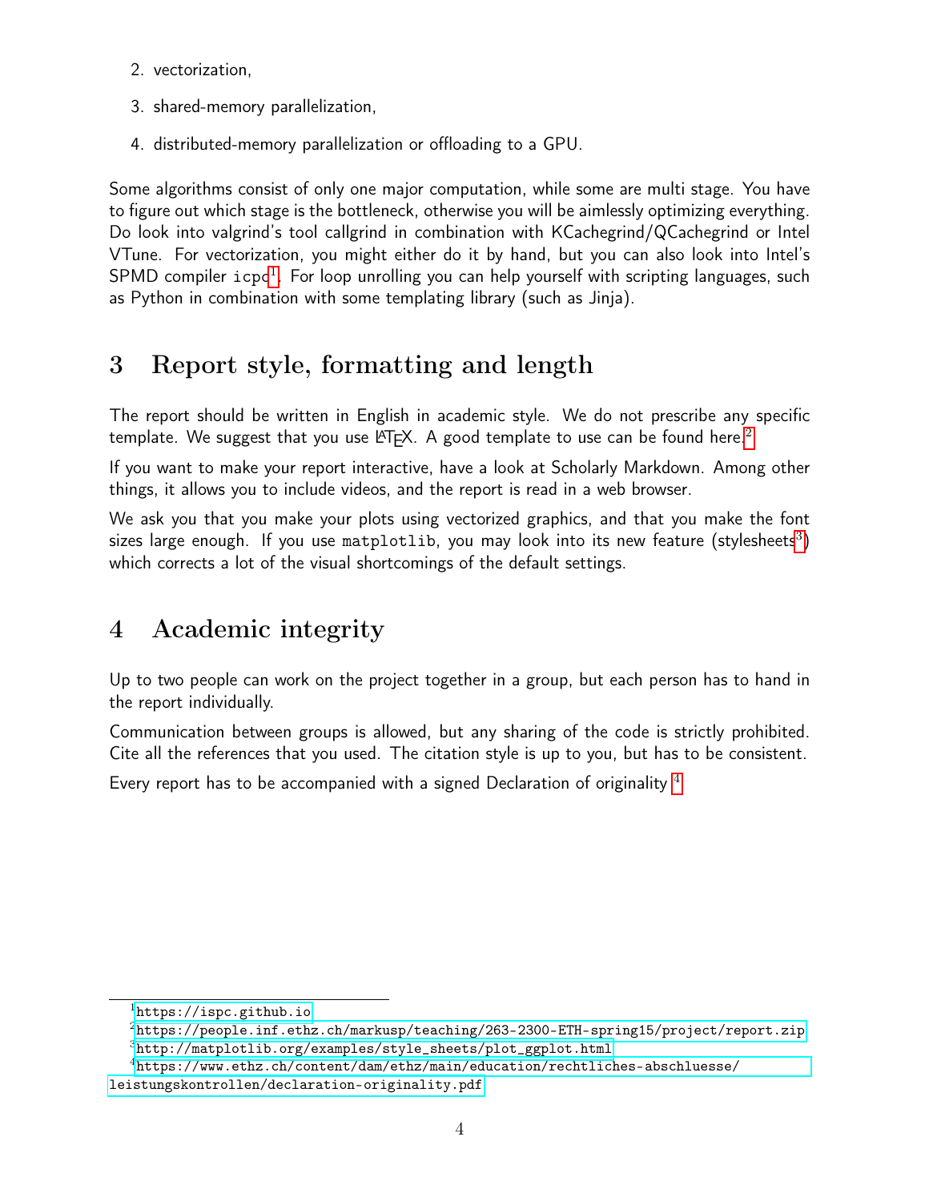2. vectorization,
3. shared-memory parallelization,
4. distributed-memory parallelization or offloading to a GPU.

Some algorithms consist of only one major computation, while some are multi stage. You have to figure out which stage is the bottleneck, otherwise you will be aimlessly optimizing everything. Do look into valgrind's tool callgrind in combination with KCachegrind/QCachegrind or Intel VTune. For vectorization, you might either do it by hand, but you can also look into Intel's SPMD compiler `icpc`[1]. For loop unrolling you can help yourself with scripting languages, such as Python in combination with some templating library (such as Jinja).

## 3 Report style, formatting and length

The report should be written in English in academic style. We do not prescribe any specific template. We suggest that you use LaTeX. A good template to use can be found here.[2]

If you want to make your report interactive, have a look at Scholarly Markdown. Among other things, it allows you to include videos, and the report is read in a web browser.

We ask you that you make your plots using vectorized graphics, and that you make the font sizes large enough. If you use `matplotlib`, you may look into its new feature (stylesheets[3]) which corrects a lot of the visual shortcomings of the default settings.

## 4 Academic integrity

Up to two people can work on the project together in a group, but each person has to hand in the report individually.

Communication between groups is allowed, but any sharing of the code is strictly prohibited. Cite all the references that you used. The citation style is up to you, but has to be consistent.

Every report has to be accompanied with a signed Declaration of originality [4]

---

[1] https://ispc.github.io

[2] https://people.inf.ethz.ch/markusp/teaching/263-2300-ETH-spring15/project/report.zip

[3] http://matplotlib.org/examples/style_sheets/plot_ggplot.html

[4] https://www.ethz.ch/content/dam/ethz/main/education/rechtliches-abschluesse/leistungskontrollen/declaration-originality.pdf